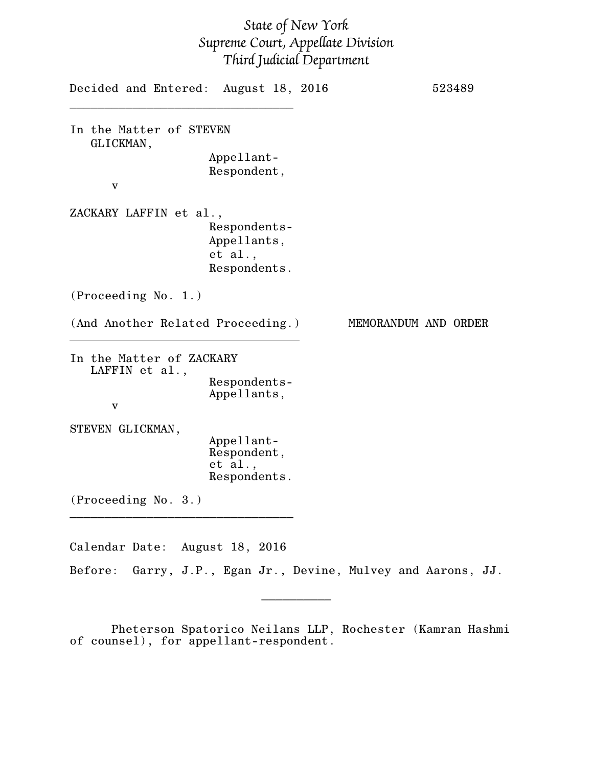*State of New York*
*Supreme Court, Appellate Division*
*Third Judicial Department*

Decided and Entered: August 18, 2016 523489

---

In the Matter of STEVEN GLICKMAN,
Appellant-Respondent,

v

ZACKARY LAFFIN et al.,
Respondents-Appellants,
et al.,
Respondents.

(Proceeding No. 1.)

(And Another Related Proceeding.) MEMORANDUM AND ORDER

---

In the Matter of ZACKARY LAFFIN et al.,
Respondents-Appellants,

v

STEVEN GLICKMAN,
Appellant-Respondent,
et al.,
Respondents.

(Proceeding No. 3.)

---

Calendar Date: August 18, 2016

Before: Garry, J.P., Egan Jr., Devine, Mulvey and Aarons, JJ.

---

Pheterson Spatorico Neilans LLP, Rochester (Kamran Hashmi of counsel), for appellant-respondent.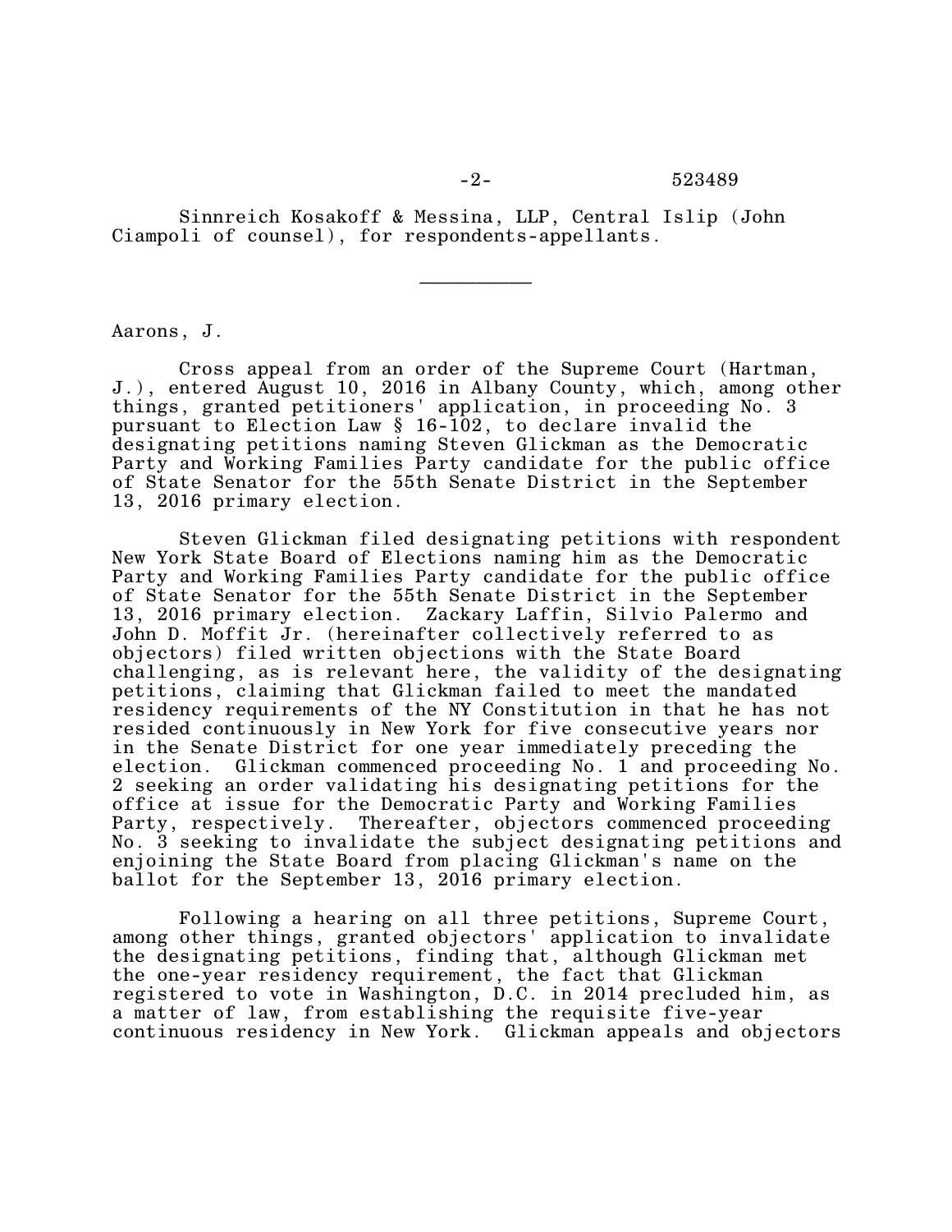Sinnreich Kosakoff & Messina, LLP, Central Islip (John Ciampoli of counsel), for respondents-appellants.

__________

Aarons, J.

Cross appeal from an order of the Supreme Court (Hartman, J.), entered August 10, 2016 in Albany County, which, among other things, granted petitioners' application, in proceeding No. 3 pursuant to Election Law § 16-102, to declare invalid the designating petitions naming Steven Glickman as the Democratic Party and Working Families Party candidate for the public office of State Senator for the 55th Senate District in the September 13, 2016 primary election.

Steven Glickman filed designating petitions with respondent New York State Board of Elections naming him as the Democratic Party and Working Families Party candidate for the public office of State Senator for the 55th Senate District in the September 13, 2016 primary election. Zackary Laffin, Silvio Palermo and John D. Moffit Jr. (hereinafter collectively referred to as objectors) filed written objections with the State Board challenging, as is relevant here, the validity of the designating petitions, claiming that Glickman failed to meet the mandated residency requirements of the NY Constitution in that he has not resided continuously in New York for five consecutive years nor in the Senate District for one year immediately preceding the election. Glickman commenced proceeding No. 1 and proceeding No. 2 seeking an order validating his designating petitions for the office at issue for the Democratic Party and Working Families Party, respectively. Thereafter, objectors commenced proceeding No. 3 seeking to invalidate the subject designating petitions and enjoining the State Board from placing Glickman's name on the ballot for the September 13, 2016 primary election.

Following a hearing on all three petitions, Supreme Court, among other things, granted objectors' application to invalidate the designating petitions, finding that, although Glickman met the one-year residency requirement, the fact that Glickman registered to vote in Washington, D.C. in 2014 precluded him, as a matter of law, from establishing the requisite five-year continuous residency in New York. Glickman appeals and objectors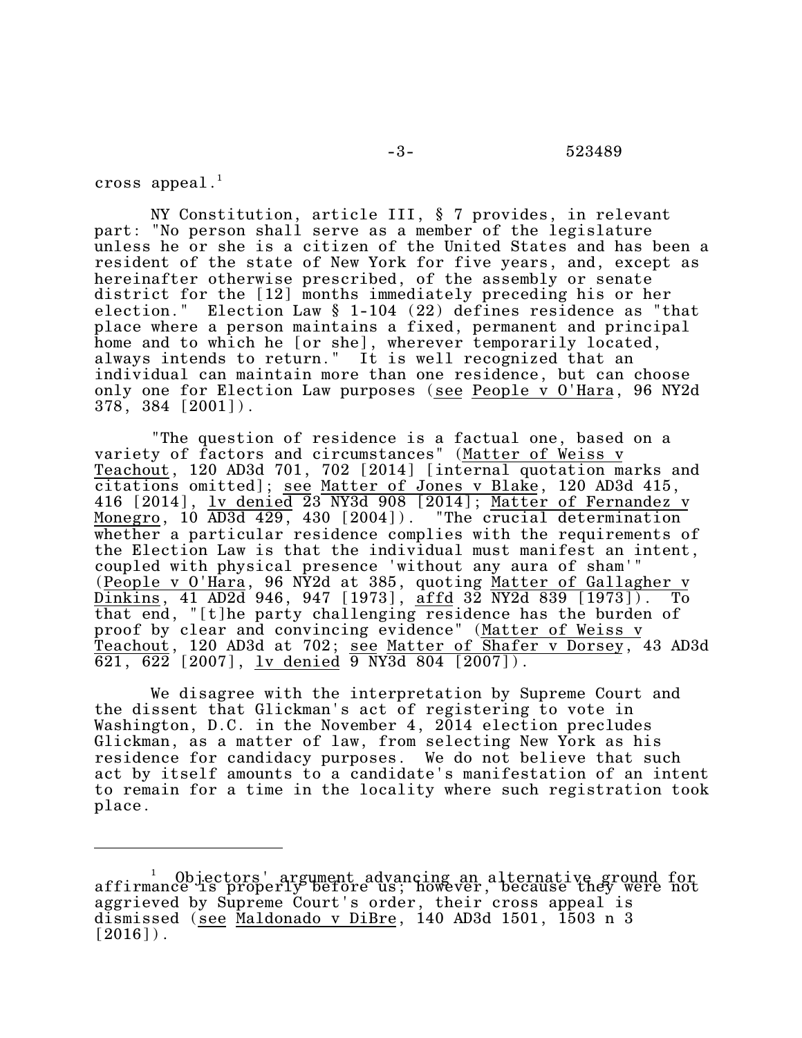cross appeal.[1]

NY Constitution, article III, § 7 provides, in relevant part: "No person shall serve as a member of the legislature unless he or she is a citizen of the United States and has been a resident of the state of New York for five years, and, except as hereinafter otherwise prescribed, of the assembly or senate district for the [12] months immediately preceding his or her election." Election Law § 1-104 (22) defines residence as "that place where a person maintains a fixed, permanent and principal home and to which he [or she], wherever temporarily located, always intends to return." It is well recognized that an individual can maintain more than one residence, but can choose only one for Election Law purposes (see People v O'Hara, 96 NY2d 378, 384 [2001]).

"The question of residence is a factual one, based on a variety of factors and circumstances" (Matter of Weiss v Teachout, 120 AD3d 701, 702 [2014] [internal quotation marks and citations omitted]; see Matter of Jones v Blake, 120 AD3d 415, 416 [2014], lv denied 23 NY3d 908 [2014]; Matter of Fernandez v Monegro, 10 AD3d 429, 430 [2004]). "The crucial determination whether a particular residence complies with the requirements of the Election Law is that the individual must manifest an intent, coupled with physical presence 'without any aura of sham'" (People v O'Hara, 96 NY2d at 385, quoting Matter of Gallagher v Dinkins, 41 AD2d 946, 947 [1973], affd 32 NY2d 839 [1973]). To that end, "[t]he party challenging residence has the burden of proof by clear and convincing evidence" (Matter of Weiss v Teachout, 120 AD3d at 702; see Matter of Shafer v Dorsey, 43 AD3d 621, 622 [2007], lv denied 9 NY3d 804 [2007]).

We disagree with the interpretation by Supreme Court and the dissent that Glickman's act of registering to vote in Washington, D.C. in the November 4, 2014 election precludes Glickman, as a matter of law, from selecting New York as his residence for candidacy purposes. We do not believe that such act by itself amounts to a candidate's manifestation of an intent to remain for a time in the locality where such registration took place.

---

[1] Objectors' argument advancing an alternative ground for affirmance is properly before us; however, because they were not aggrieved by Supreme Court's order, their cross appeal is dismissed (see Maldonado v DiBre, 140 AD3d 1501, 1503 n 3 [2016]).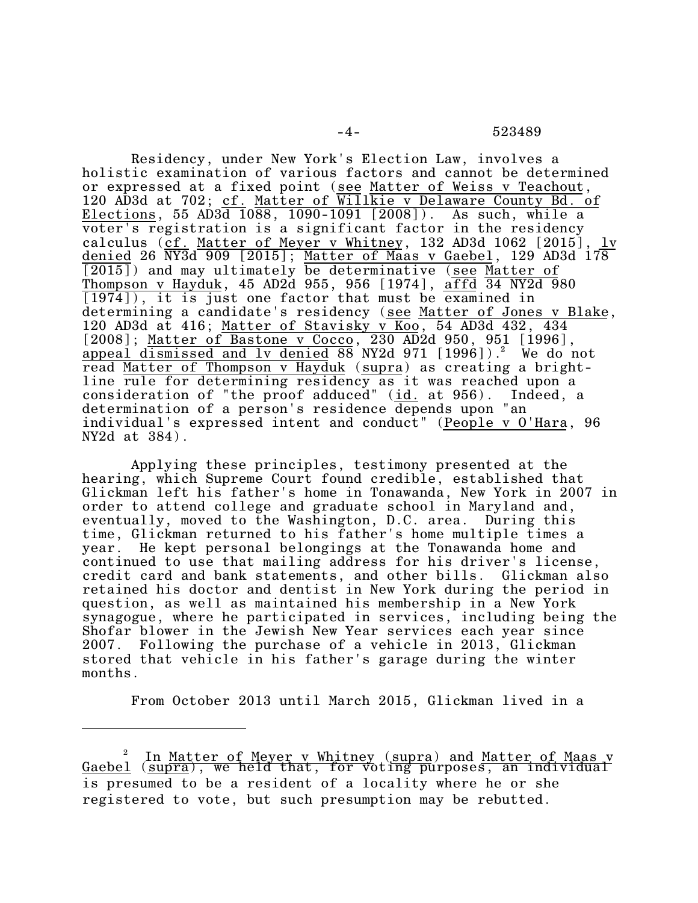Residency, under New York's Election Law, involves a holistic examination of various factors and cannot be determined or expressed at a fixed point (see Matter of Weiss v Teachout, 120 AD3d at 702; cf. Matter of Willkie v Delaware County Bd. of Elections, 55 AD3d 1088, 1090-1091 [2008]). As such, while a voter's registration is a significant factor in the residency calculus (cf. Matter of Meyer v Whitney, 132 AD3d 1062 [2015], lv denied 26 NY3d 909 [2015]; Matter of Maas v Gaebel, 129 AD3d 178 [2015]) and may ultimately be determinative (see Matter of Thompson v Hayduk, 45 AD2d 955, 956 [1974], affd 34 NY2d 980 [1974]), it is just one factor that must be examined in determining a candidate's residency (see Matter of Jones v Blake, 120 AD3d at 416; Matter of Stavisky v Koo, 54 AD3d 432, 434 [2008]; Matter of Bastone v Cocco, 230 AD2d 950, 951 [1996], appeal dismissed and lv denied 88 NY2d 971 [1996]).[2] We do not read Matter of Thompson v Hayduk (supra) as creating a bright-line rule for determining residency as it was reached upon a consideration of "the proof adduced" (id. at 956). Indeed, a determination of a person's residence depends upon "an individual's expressed intent and conduct" (People v O'Hara, 96 NY2d at 384).

Applying these principles, testimony presented at the hearing, which Supreme Court found credible, established that Glickman left his father's home in Tonawanda, New York in 2007 in order to attend college and graduate school in Maryland and, eventually, moved to the Washington, D.C. area. During this time, Glickman returned to his father's home multiple times a year. He kept personal belongings at the Tonawanda home and continued to use that mailing address for his driver's license, credit card and bank statements, and other bills. Glickman also retained his doctor and dentist in New York during the period in question, as well as maintained his membership in a New York synagogue, where he participated in services, including being the Shofar blower in the Jewish New Year services each year since 2007. Following the purchase of a vehicle in 2013, Glickman stored that vehicle in his father's garage during the winter months.

From October 2013 until March 2015, Glickman lived in a

---

[2] In Matter of Meyer v Whitney (supra) and Matter of Maas v Gaebel (supra), we held that, for voting purposes, an individual is presumed to be a resident of a locality where he or she registered to vote, but such presumption may be rebutted.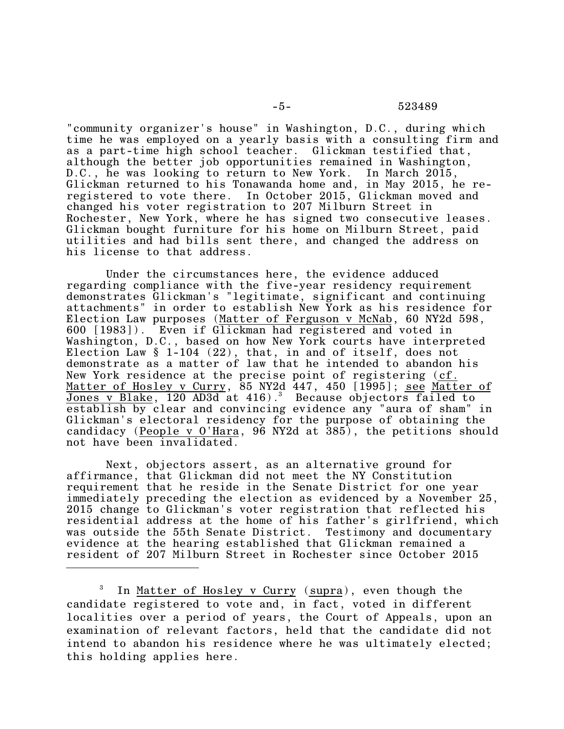"community organizer's house" in Washington, D.C., during which time he was employed on a yearly basis with a consulting firm and as a part-time high school teacher. Glickman testified that, although the better job opportunities remained in Washington, D.C., he was looking to return to New York. In March 2015, Glickman returned to his Tonawanda home and, in May 2015, he re-registered to vote there. In October 2015, Glickman moved and changed his voter registration to 207 Milburn Street in Rochester, New York, where he has signed two consecutive leases. Glickman bought furniture for his home on Milburn Street, paid utilities and had bills sent there, and changed the address on his license to that address.

Under the circumstances here, the evidence adduced regarding compliance with the five-year residency requirement demonstrates Glickman's "legitimate, significant and continuing attachments" in order to establish New York as his residence for Election Law purposes (Matter of Ferguson v McNab, 60 NY2d 598, 600 [1983]). Even if Glickman had registered and voted in Washington, D.C., based on how New York courts have interpreted Election Law § 1-104 (22), that, in and of itself, does not demonstrate as a matter of law that he intended to abandon his New York residence at the precise point of registering (cf. Matter of Hosley v Curry, 85 NY2d 447, 450 [1995]; see Matter of Jones v Blake, 120 AD3d at 416).[3] Because objectors failed to establish by clear and convincing evidence any "aura of sham" in Glickman's electoral residency for the purpose of obtaining the candidacy (People v O'Hara, 96 NY2d at 385), the petitions should not have been invalidated.

Next, objectors assert, as an alternative ground for affirmance, that Glickman did not meet the NY Constitution requirement that he reside in the Senate District for one year immediately preceding the election as evidenced by a November 25, 2015 change to Glickman's voter registration that reflected his residential address at the home of his father's girlfriend, which was outside the 55th Senate District. Testimony and documentary evidence at the hearing established that Glickman remained a resident of 207 Milburn Street in Rochester since October 2015

---

[3] In Matter of Hosley v Curry (supra), even though the candidate registered to vote and, in fact, voted in different localities over a period of years, the Court of Appeals, upon an examination of relevant factors, held that the candidate did not intend to abandon his residence where he was ultimately elected; this holding applies here.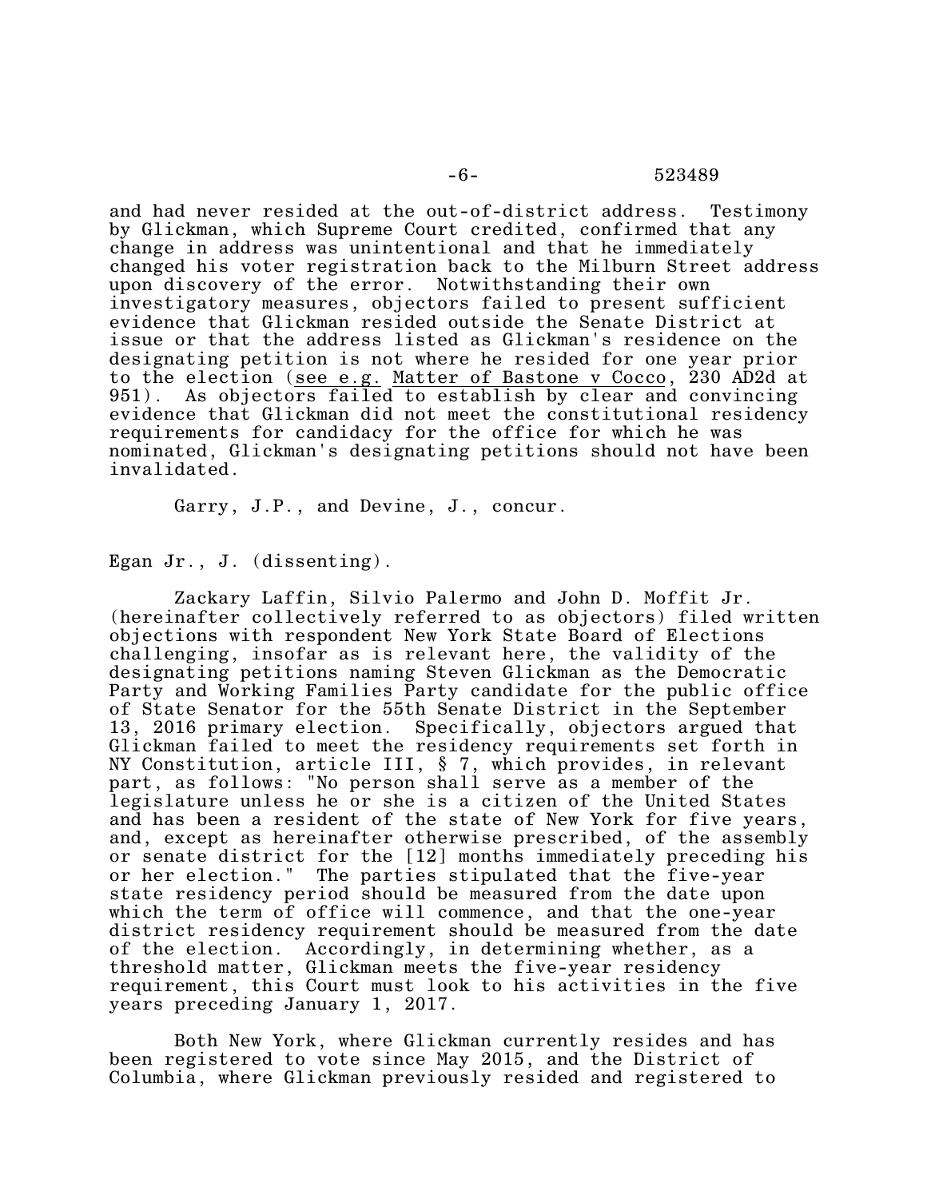and had never resided at the out-of-district address. Testimony by Glickman, which Supreme Court credited, confirmed that any change in address was unintentional and that he immediately changed his voter registration back to the Milburn Street address upon discovery of the error. Notwithstanding their own investigatory measures, objectors failed to present sufficient evidence that Glickman resided outside the Senate District at issue or that the address listed as Glickman's residence on the designating petition is not where he resided for one year prior to the election (see e.g. Matter of Bastone v Cocco, 230 AD2d at 951). As objectors failed to establish by clear and convincing evidence that Glickman did not meet the constitutional residency requirements for candidacy for the office for which he was nominated, Glickman's designating petitions should not have been invalidated.

Garry, J.P., and Devine, J., concur.

Egan Jr., J. (dissenting).

Zackary Laffin, Silvio Palermo and John D. Moffit Jr. (hereinafter collectively referred to as objectors) filed written objections with respondent New York State Board of Elections challenging, insofar as is relevant here, the validity of the designating petitions naming Steven Glickman as the Democratic Party and Working Families Party candidate for the public office of State Senator for the 55th Senate District in the September 13, 2016 primary election. Specifically, objectors argued that Glickman failed to meet the residency requirements set forth in NY Constitution, article III, § 7, which provides, in relevant part, as follows: "No person shall serve as a member of the legislature unless he or she is a citizen of the United States and has been a resident of the state of New York for five years, and, except as hereinafter otherwise prescribed, of the assembly or senate district for the [12] months immediately preceding his or her election." The parties stipulated that the five-year state residency period should be measured from the date upon which the term of office will commence, and that the one-year district residency requirement should be measured from the date of the election. Accordingly, in determining whether, as a threshold matter, Glickman meets the five-year residency requirement, this Court must look to his activities in the five years preceding January 1, 2017.

Both New York, where Glickman currently resides and has been registered to vote since May 2015, and the District of Columbia, where Glickman previously resided and registered to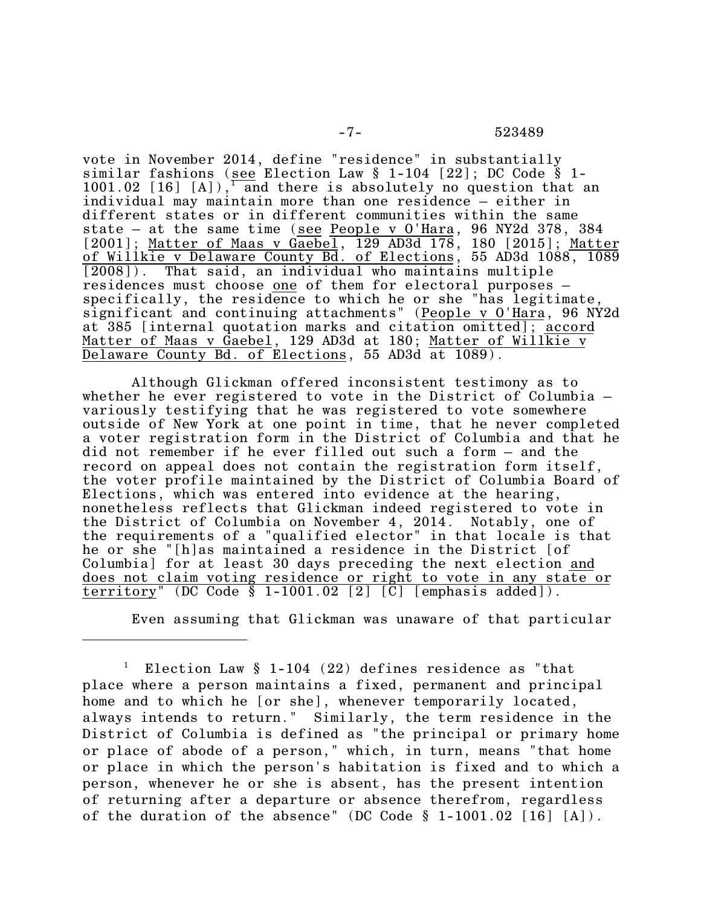vote in November 2014, define "residence" in substantially similar fashions (see Election Law § 1-104 [22]; DC Code § 1-1001.02 [16] [A]),[1] and there is absolutely no question that an individual may maintain more than one residence – either in different states or in different communities within the same state – at the same time (see People v O'Hara, 96 NY2d 378, 384 [2001]; Matter of Maas v Gaebel, 129 AD3d 178, 180 [2015]; Matter of Willkie v Delaware County Bd. of Elections, 55 AD3d 1088, 1089 [2008]). That said, an individual who maintains multiple residences must choose one of them for electoral purposes – specifically, the residence to which he or she "has legitimate, significant and continuing attachments" (People v O'Hara, 96 NY2d at 385 [internal quotation marks and citation omitted]; accord Matter of Maas v Gaebel, 129 AD3d at 180; Matter of Willkie v Delaware County Bd. of Elections, 55 AD3d at 1089).

Although Glickman offered inconsistent testimony as to whether he ever registered to vote in the District of Columbia – variously testifying that he was registered to vote somewhere outside of New York at one point in time, that he never completed a voter registration form in the District of Columbia and that he did not remember if he ever filled out such a form – and the record on appeal does not contain the registration form itself, the voter profile maintained by the District of Columbia Board of Elections, which was entered into evidence at the hearing, nonetheless reflects that Glickman indeed registered to vote in the District of Columbia on November 4, 2014. Notably, one of the requirements of a "qualified elector" in that locale is that he or she "[h]as maintained a residence in the District [of Columbia] for at least 30 days preceding the next election and does not claim voting residence or right to vote in any state or territory" (DC Code § 1-1001.02 [2] [C] [emphasis added]).

Even assuming that Glickman was unaware of that particular

---

[1] Election Law § 1-104 (22) defines residence as "that place where a person maintains a fixed, permanent and principal home and to which he [or she], whenever temporarily located, always intends to return." Similarly, the term residence in the District of Columbia is defined as "the principal or primary home or place of abode of a person," which, in turn, means "that home or place in which the person's habitation is fixed and to which a person, whenever he or she is absent, has the present intention of returning after a departure or absence therefrom, regardless of the duration of the absence" (DC Code § 1-1001.02 [16] [A]).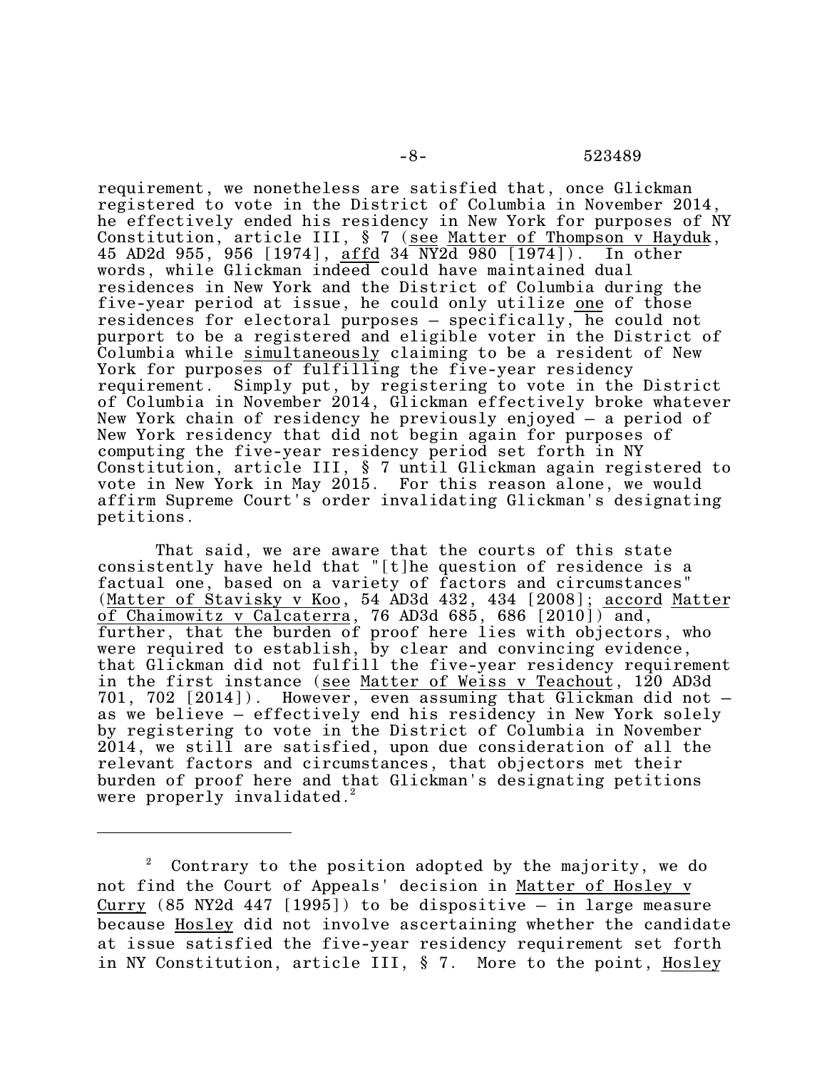requirement, we nonetheless are satisfied that, once Glickman registered to vote in the District of Columbia in November 2014, he effectively ended his residency in New York for purposes of NY Constitution, article III, § 7 (see Matter of Thompson v Hayduk, 45 AD2d 955, 956 [1974], affd 34 NY2d 980 [1974]). In other words, while Glickman indeed could have maintained dual residences in New York and the District of Columbia during the five-year period at issue, he could only utilize one of those residences for electoral purposes – specifically, he could not purport to be a registered and eligible voter in the District of Columbia while simultaneously claiming to be a resident of New York for purposes of fulfilling the five-year residency requirement. Simply put, by registering to vote in the District of Columbia in November 2014, Glickman effectively broke whatever New York chain of residency he previously enjoyed – a period of New York residency that did not begin again for purposes of computing the five-year residency period set forth in NY Constitution, article III, § 7 until Glickman again registered to vote in New York in May 2015. For this reason alone, we would affirm Supreme Court's order invalidating Glickman's designating petitions.

That said, we are aware that the courts of this state consistently have held that "[t]he question of residence is a factual one, based on a variety of factors and circumstances" (Matter of Stavisky v Koo, 54 AD3d 432, 434 [2008]; accord Matter of Chaimowitz v Calcaterra, 76 AD3d 685, 686 [2010]) and, further, that the burden of proof here lies with objectors, who were required to establish, by clear and convincing evidence, that Glickman did not fulfill the five-year residency requirement in the first instance (see Matter of Weiss v Teachout, 120 AD3d 701, 702 [2014]). However, even assuming that Glickman did not – as we believe – effectively end his residency in New York solely by registering to vote in the District of Columbia in November 2014, we still are satisfied, upon due consideration of all the relevant factors and circumstances, that objectors met their burden of proof here and that Glickman's designating petitions were properly invalidated.[2]

---

[2] Contrary to the position adopted by the majority, we do not find the Court of Appeals' decision in Matter of Hosley v Curry (85 NY2d 447 [1995]) to be dispositive – in large measure because Hosley did not involve ascertaining whether the candidate at issue satisfied the five-year residency requirement set forth in NY Constitution, article III, § 7. More to the point, Hosley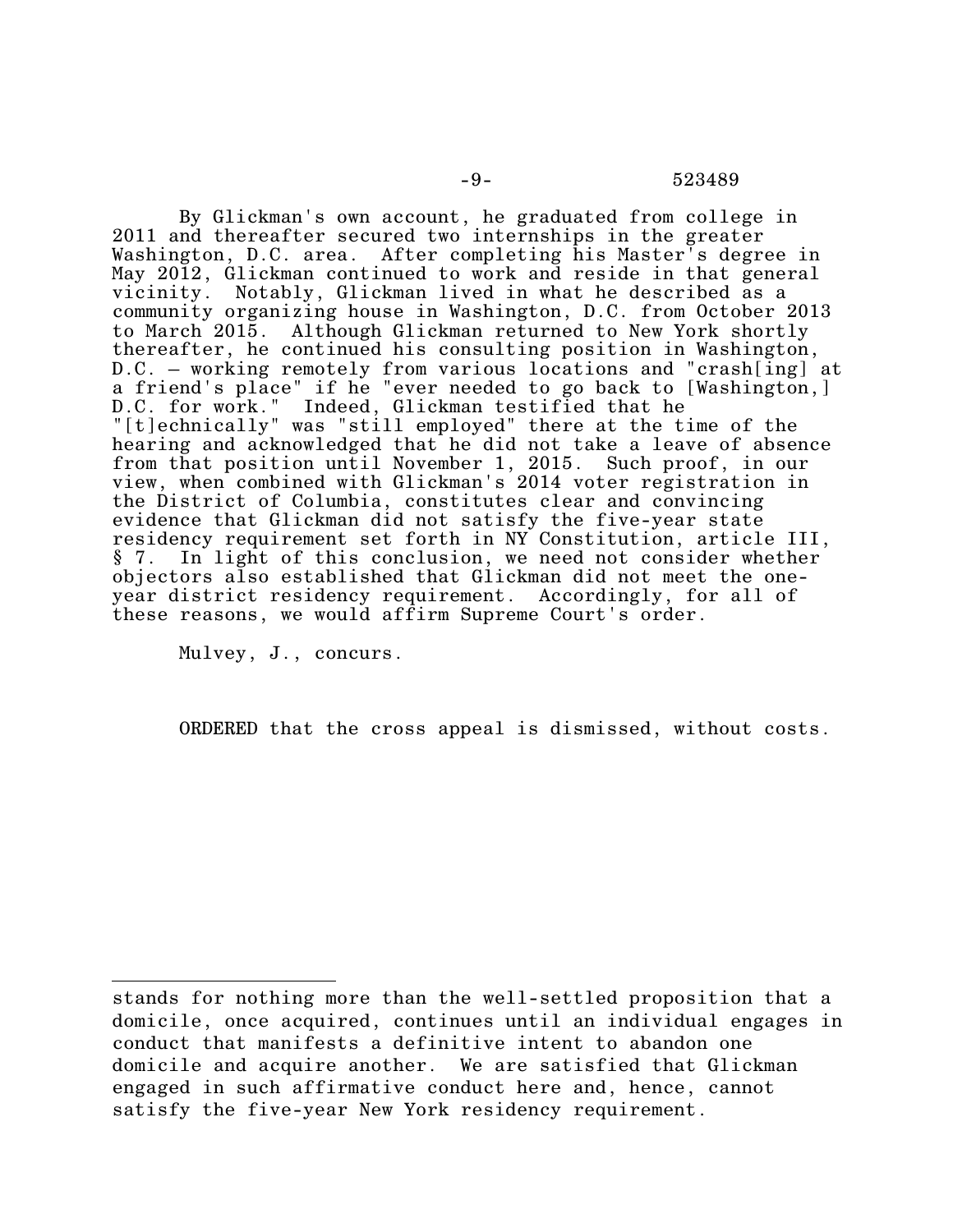By Glickman's own account, he graduated from college in 2011 and thereafter secured two internships in the greater Washington, D.C. area. After completing his Master's degree in May 2012, Glickman continued to work and reside in that general vicinity. Notably, Glickman lived in what he described as a community organizing house in Washington, D.C. from October 2013 to March 2015. Although Glickman returned to New York shortly thereafter, he continued his consulting position in Washington, D.C. – working remotely from various locations and "crash[ing] at a friend's place" if he "ever needed to go back to [Washington,] D.C. for work." Indeed, Glickman testified that he "[t]echnically" was "still employed" there at the time of the hearing and acknowledged that he did not take a leave of absence from that position until November 1, 2015. Such proof, in our view, when combined with Glickman's 2014 voter registration in the District of Columbia, constitutes clear and convincing evidence that Glickman did not satisfy the five-year state residency requirement set forth in NY Constitution, article III, § 7. In light of this conclusion, we need not consider whether objectors also established that Glickman did not meet the one-year district residency requirement. Accordingly, for all of these reasons, we would affirm Supreme Court's order.

Mulvey, J., concurs.

ORDERED that the cross appeal is dismissed, without costs.

---

stands for nothing more than the well-settled proposition that a domicile, once acquired, continues until an individual engages in conduct that manifests a definitive intent to abandon one domicile and acquire another. We are satisfied that Glickman engaged in such affirmative conduct here and, hence, cannot satisfy the five-year New York residency requirement.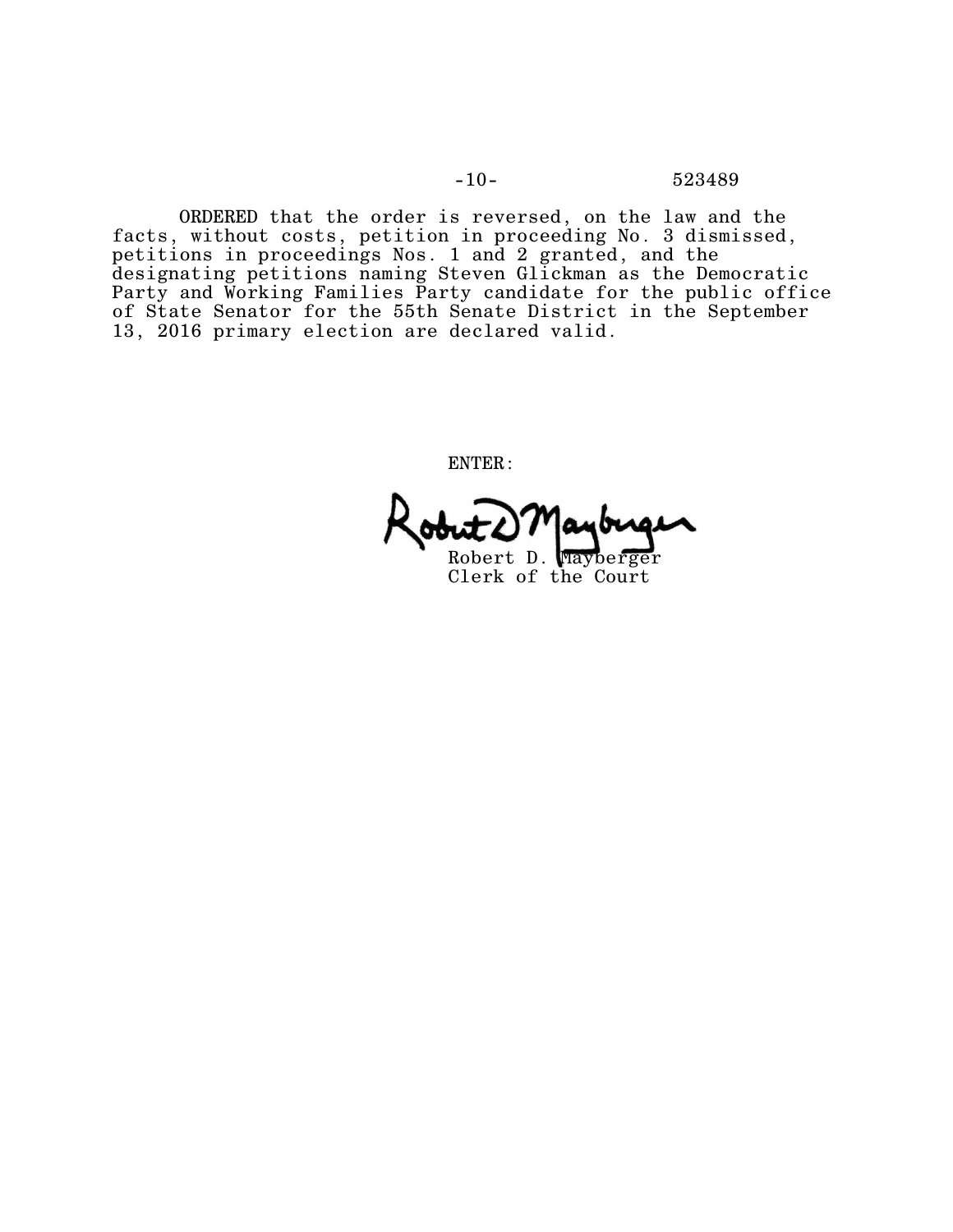ORDERED that the order is reversed, on the law and the facts, without costs, petition in proceeding No. 3 dismissed, petitions in proceedings Nos. 1 and 2 granted, and the designating petitions naming Steven Glickman as the Democratic Party and Working Families Party candidate for the public office of State Senator for the 55th Senate District in the September 13, 2016 primary election are declared valid.

ENTER:

Robert D. Mayberger
Clerk of the Court